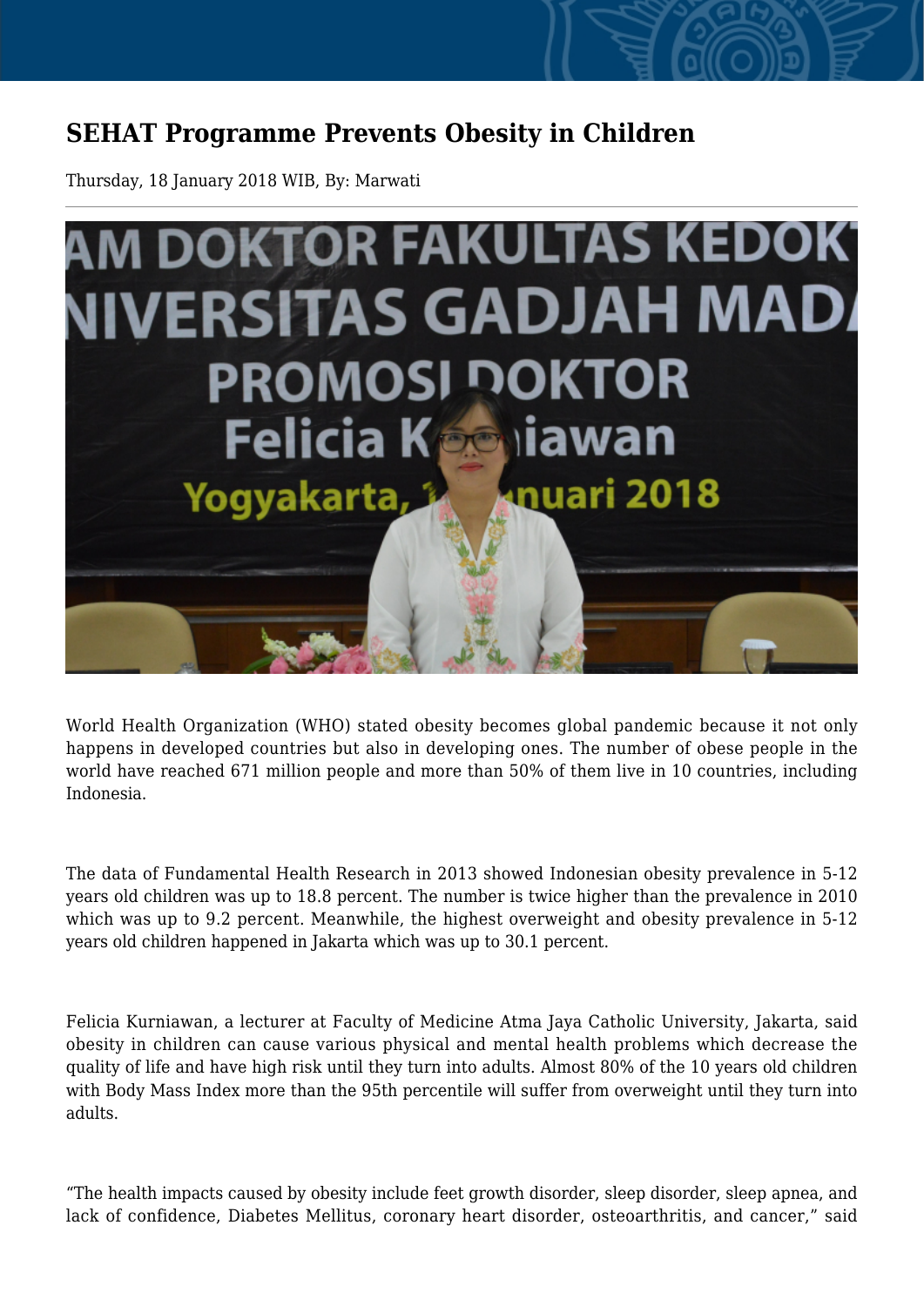# SEHAT Programme Prevents Obesity in Children

Thursday, 18 January 2018 WIB, By: Marwati

World Health Organization (WHO) stated obesity becomes global pandemic because it not only happens in developed countries but also in developing ones. The number of obese people in the world have reached 671 million people and more than 50% of them live in 10 countries, including Indonesia.

The data of Fundamental Health Research in 2013 showed Indonesian obesity prevalence in 5-12 years old children was up to 18.8 percent. The number is twice higher than the prevalence in 2010 which was up to 9.2 percent. Meanwhile, the highest overweight and obesity prevalence in 5-12 years old children happened in Jakarta which was up to 30.1 percent.

Felicia Kurniawan, a lecturer at Faculty of Medicine Atma Jaya Catholic University, Jakarta, said obesity in children can cause various physical and mental health problems which decrease the quality of life and have high risk until they turn into adults. Almost 80% of the 10 years old children with Body Mass Index more than the 95th percentile will suffer from overweight until they turn into adults.

"The health impacts caused by obesity include feet growth disorder, sleep disorder, sleep apnea, and lack of confidence, Diabetes Mellitus, coronary heart disorder, osteoarthritis, and cancer," said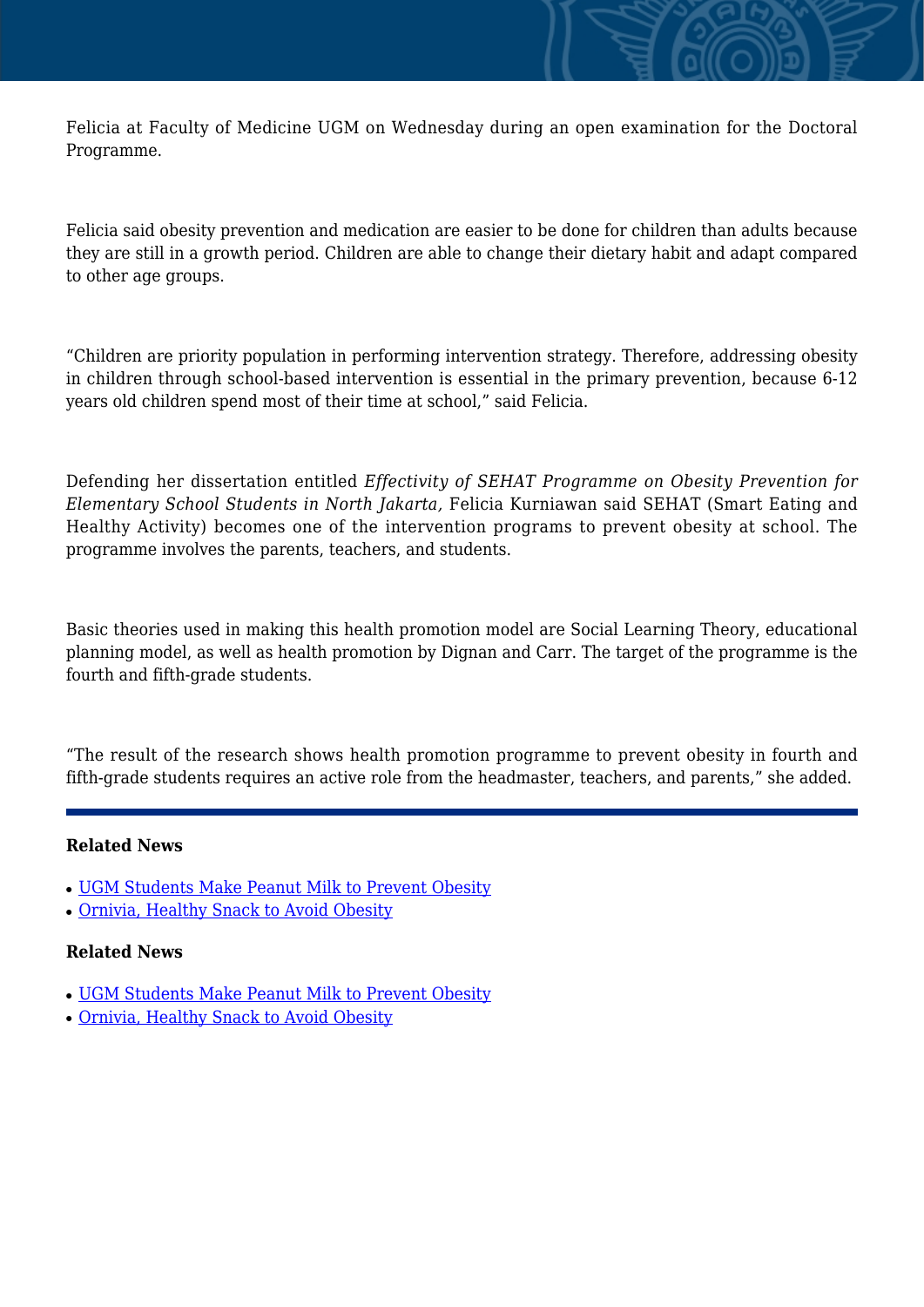Felicia at Faculty of Medicine UGM on Wednesday during an open examination for the Doctoral Programme.

Felicia said obesity prevention and medication are easier to be done for children than adults because they are still in a growth period. Children are able to change their dietary habit and adapt compared to other age groups.

"Children are priority population in performing intervention strategy. Therefore, addressing obesity in children through school-based intervention is essential in the primary prevention, because 6-12 years old children spend most of their time at school," said Felicia.

Defending her dissertation entitled *Effectivity of SEHAT Programme on Obesity Prevention for Elementary School Students in North Jakarta,* Felicia Kurniawan said SEHAT (Smart Eating and Healthy Activity) becomes one of the intervention programs to prevent obesity at school. The programme involves the parents, teachers, and students.

Basic theories used in making this health promotion model are Social Learning Theory, educational planning model, as well as health promotion by Dignan and Carr. The target of the programme is the fourth and fifth-grade students.

"The result of the research shows health promotion programme to prevent obesity in fourth and fifth-grade students requires an active role from the headmaster, teachers, and parents," she added.

---

**Related News**

- UGM Students Make Peanut Milk to Prevent Obesity
- Ornivia, Healthy Snack to Avoid Obesity

**Related News**

- UGM Students Make Peanut Milk to Prevent Obesity
- Ornivia, Healthy Snack to Avoid Obesity